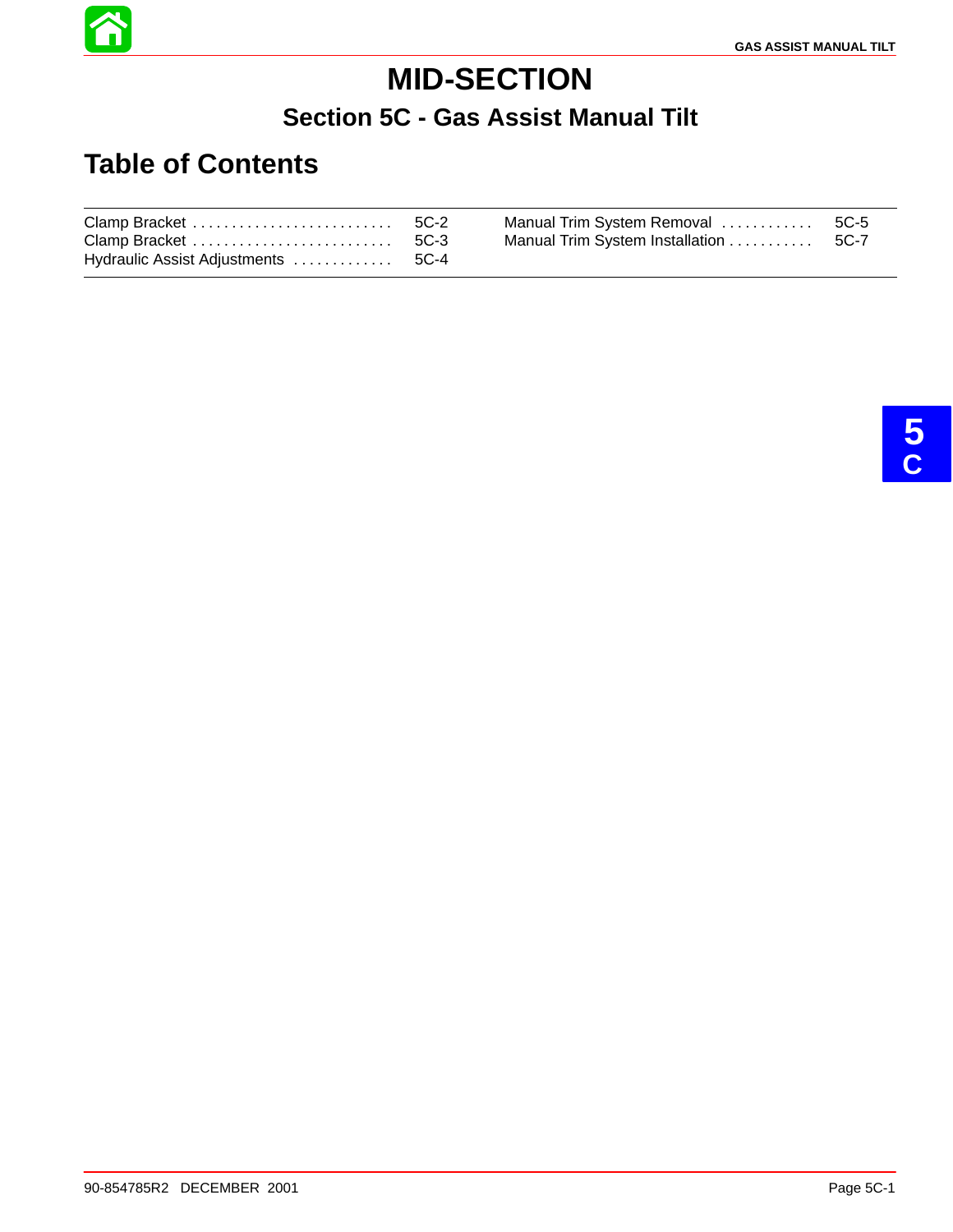# MID-SECTION

## Section 5C - Gas Assist Manual Tilt

## Table of Contents

| | | | |
|---|---|---|---|
| Clamp Bracket | 5C-2 | Manual Trim System Removal | 5C-5 |
| Clamp Bracket | 5C-3 | Manual Trim System Installation | 5C-7 |
| Hydraulic Assist Adjustments | 5C-4 | | |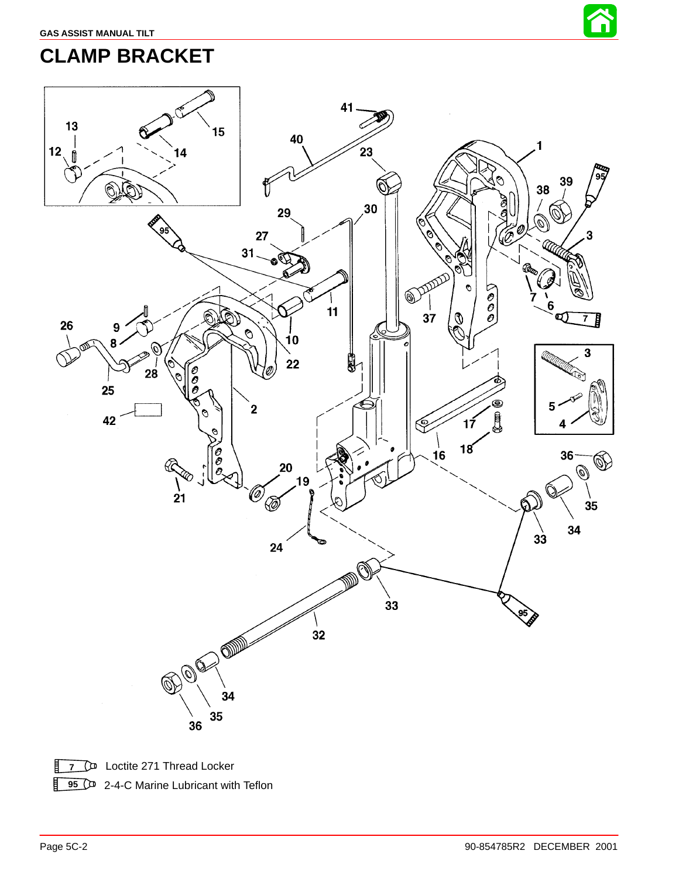# CLAMP BRACKET

7 Loctite 271 Thread Locker

95 2-4-C Marine Lubricant with Teflon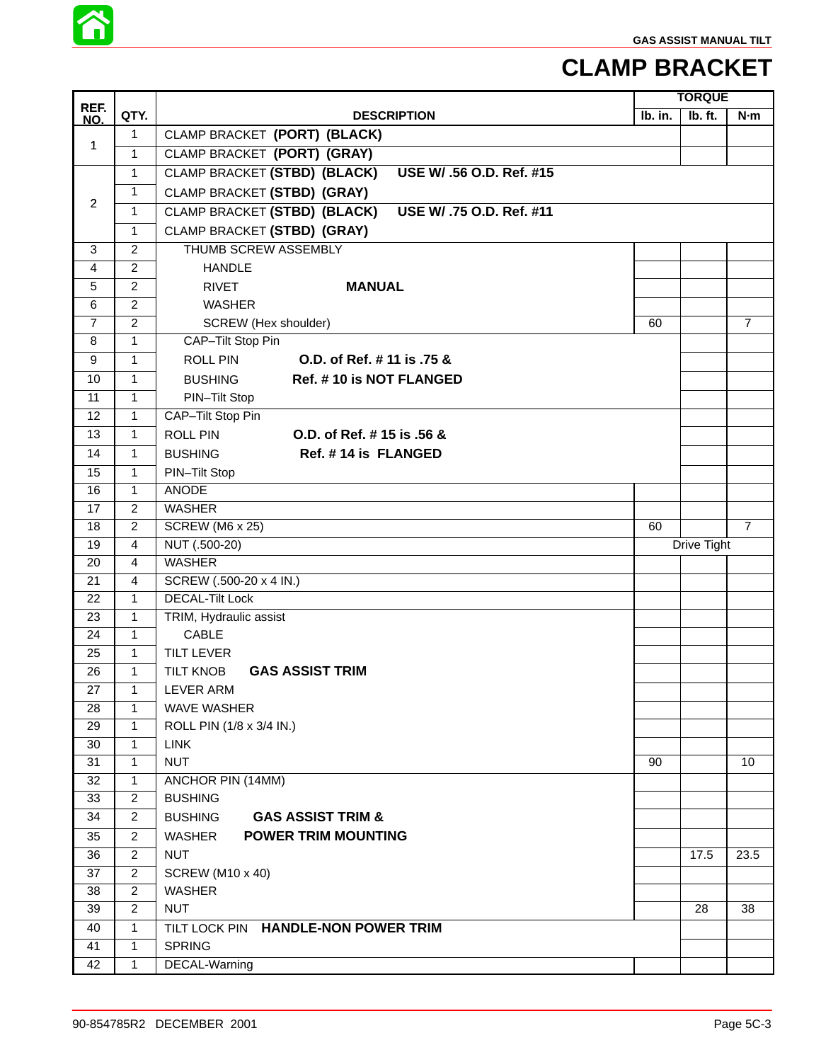# CLAMP BRACKET

| REF. NO. | QTY. | DESCRIPTION | TORQUE lb. in. | lb. ft. | N·m |
|---|---|---|---|---|---|
| 1 | 1 | CLAMP BRACKET **(PORT) (BLACK)** | | | |
| | 1 | CLAMP BRACKET **(PORT) (GRAY)** | | | |
| 2 | 1 | CLAMP BRACKET **(STBD) (BLACK)** **USE W/ .56 O.D. Ref. #15** | | | |
| | 1 | CLAMP BRACKET **(STBD) (GRAY)** | | | |
| | 1 | CLAMP BRACKET **(STBD) (BLACK)** **USE W/ .75 O.D. Ref. #11** | | | |
| | 1 | CLAMP BRACKET **(STBD) (GRAY)** | | | |
| 3 | 2 | THUMB SCREW ASSEMBLY | | | |
| 4 | 2 | HANDLE | | | |
| 5 | 2 | RIVET **MANUAL** | | | |
| 6 | 2 | WASHER | | | |
| 7 | 2 | SCREW (Hex shoulder) | 60 | | 7 |
| 8 | 1 | CAP–Tilt Stop Pin | | | |
| 9 | 1 | ROLL PIN **O.D. of Ref. # 11 is .75 &** | | | |
| 10 | 1 | BUSHING **Ref. # 10 is NOT FLANGED** | | | |
| 11 | 1 | PIN–Tilt Stop | | | |
| 12 | 1 | CAP–Tilt Stop Pin | | | |
| 13 | 1 | ROLL PIN **O.D. of Ref. # 15 is .56 &** | | | |
| 14 | 1 | BUSHING **Ref. # 14 is FLANGED** | | | |
| 15 | 1 | PIN–Tilt Stop | | | |
| 16 | 1 | ANODE | | | |
| 17 | 2 | WASHER | | | |
| 18 | 2 | SCREW (M6 x 25) | 60 | | 7 |
| 19 | 4 | NUT (.500-20) | | Drive Tight | |
| 20 | 4 | WASHER | | | |
| 21 | 4 | SCREW (.500-20 x 4 IN.) | | | |
| 22 | 1 | DECAL-Tilt Lock | | | |
| 23 | 1 | TRIM, Hydraulic assist | | | |
| 24 | 1 | CABLE | | | |
| 25 | 1 | TILT LEVER | | | |
| 26 | 1 | TILT KNOB **GAS ASSIST TRIM** | | | |
| 27 | 1 | LEVER ARM | | | |
| 28 | 1 | WAVE WASHER | | | |
| 29 | 1 | ROLL PIN (1/8 x 3/4 IN.) | | | |
| 30 | 1 | LINK | | | |
| 31 | 1 | NUT | 90 | | 10 |
| 32 | 1 | ANCHOR PIN (14MM) | | | |
| 33 | 2 | BUSHING | | | |
| 34 | 2 | BUSHING **GAS ASSIST TRIM &** | | | |
| 35 | 2 | WASHER **POWER TRIM MOUNTING** | | | |
| 36 | 2 | NUT | | 17.5 | 23.5 |
| 37 | 2 | SCREW (M10 x 40) | | | |
| 38 | 2 | WASHER | | | |
| 39 | 2 | NUT | | 28 | 38 |
| 40 | 1 | TILT LOCK PIN **HANDLE-NON POWER TRIM** | | | |
| 41 | 1 | SPRING | | | |
| 42 | 1 | DECAL-Warning | | | |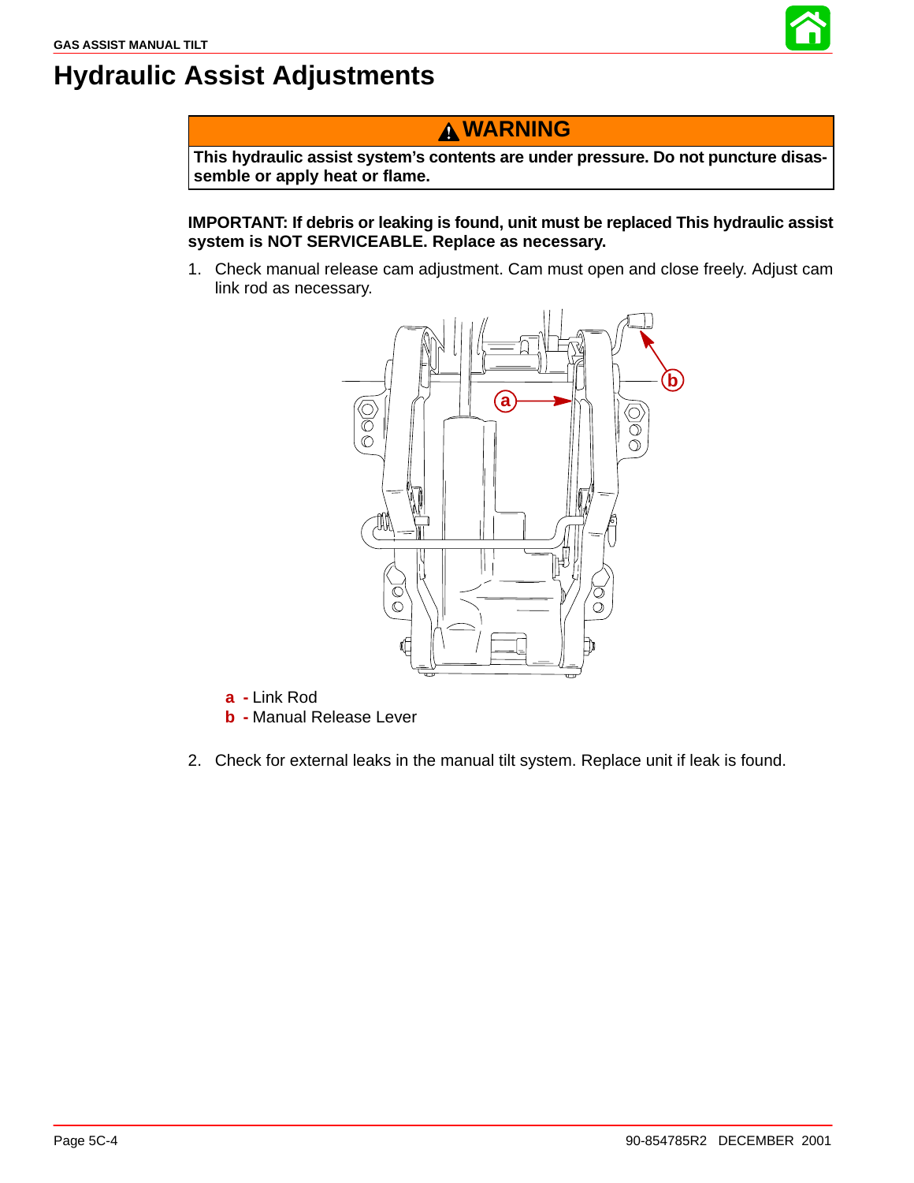# Hydraulic Assist Adjustments

**⚠ WARNING**

**This hydraulic assist system's contents are under pressure. Do not puncture disassemble or apply heat or flame.**

**IMPORTANT: If debris or leaking is found, unit must be replaced This hydraulic assist system is NOT SERVICEABLE. Replace as necessary.**

1. Check manual release cam adjustment. Cam must open and close freely. Adjust cam link rod as necessary.

**a -** Link Rod
**b -** Manual Release Lever

2. Check for external leaks in the manual tilt system. Replace unit if leak is found.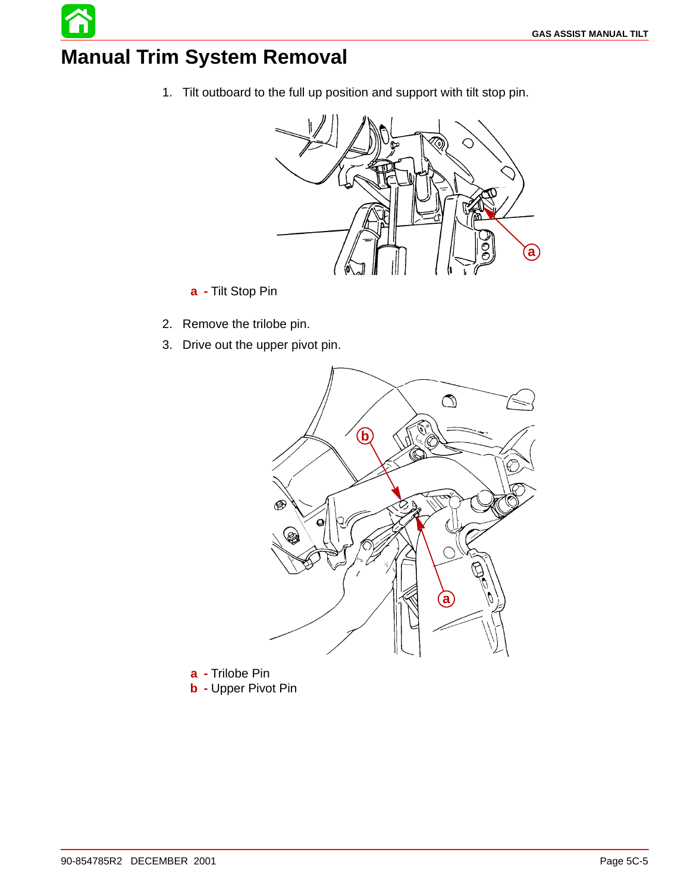# Manual Trim System Removal

1. Tilt outboard to the full up position and support with tilt stop pin.

**a -** Tilt Stop Pin

2. Remove the trilobe pin.
3. Drive out the upper pivot pin.

**a -** Trilobe Pin
**b -** Upper Pivot Pin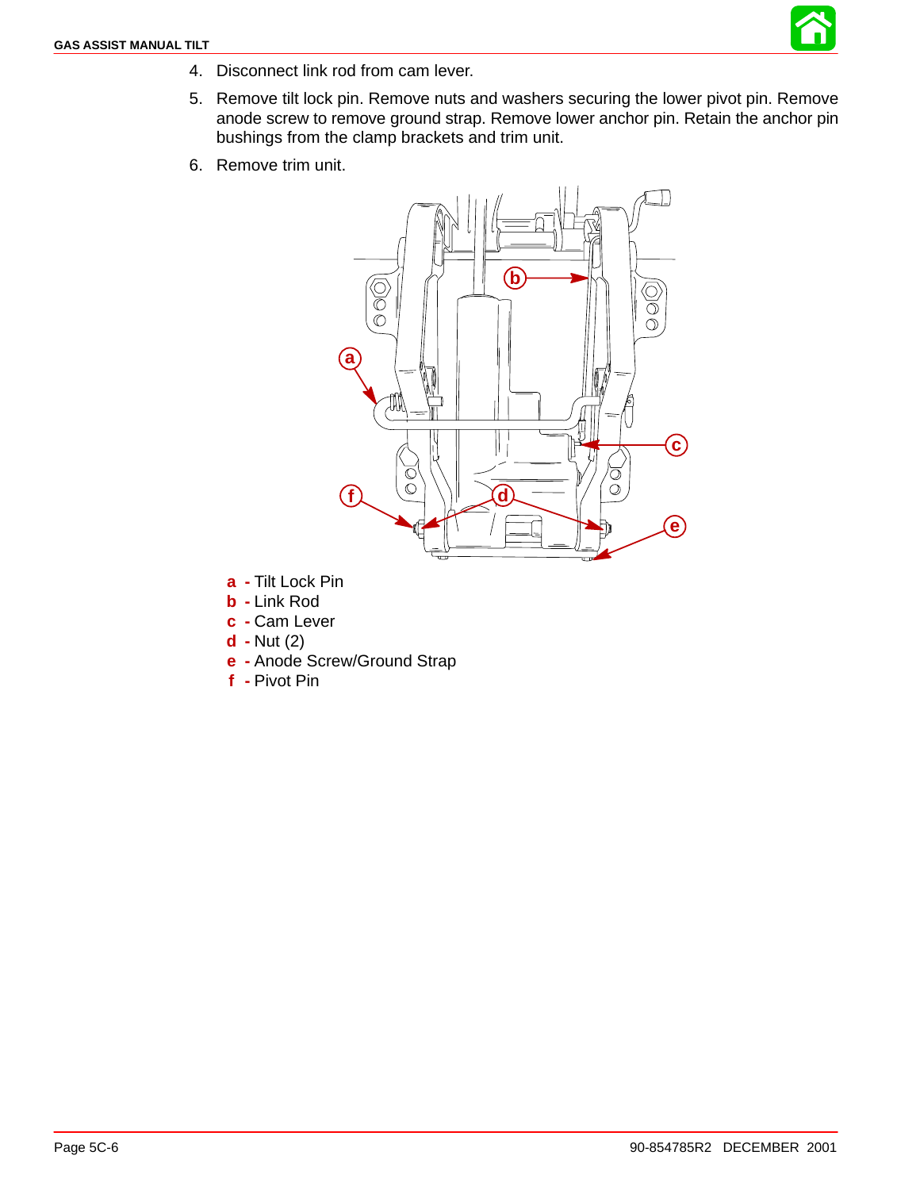4. Disconnect link rod from cam lever.
5. Remove tilt lock pin. Remove nuts and washers securing the lower pivot pin. Remove anode screw to remove ground strap. Remove lower anchor pin. Retain the anchor pin bushings from the clamp brackets and trim unit.
6. Remove trim unit.

**a** - Tilt Lock Pin
**b** - Link Rod
**c** - Cam Lever
**d** - Nut (2)
**e** - Anode Screw/Ground Strap
**f** - Pivot Pin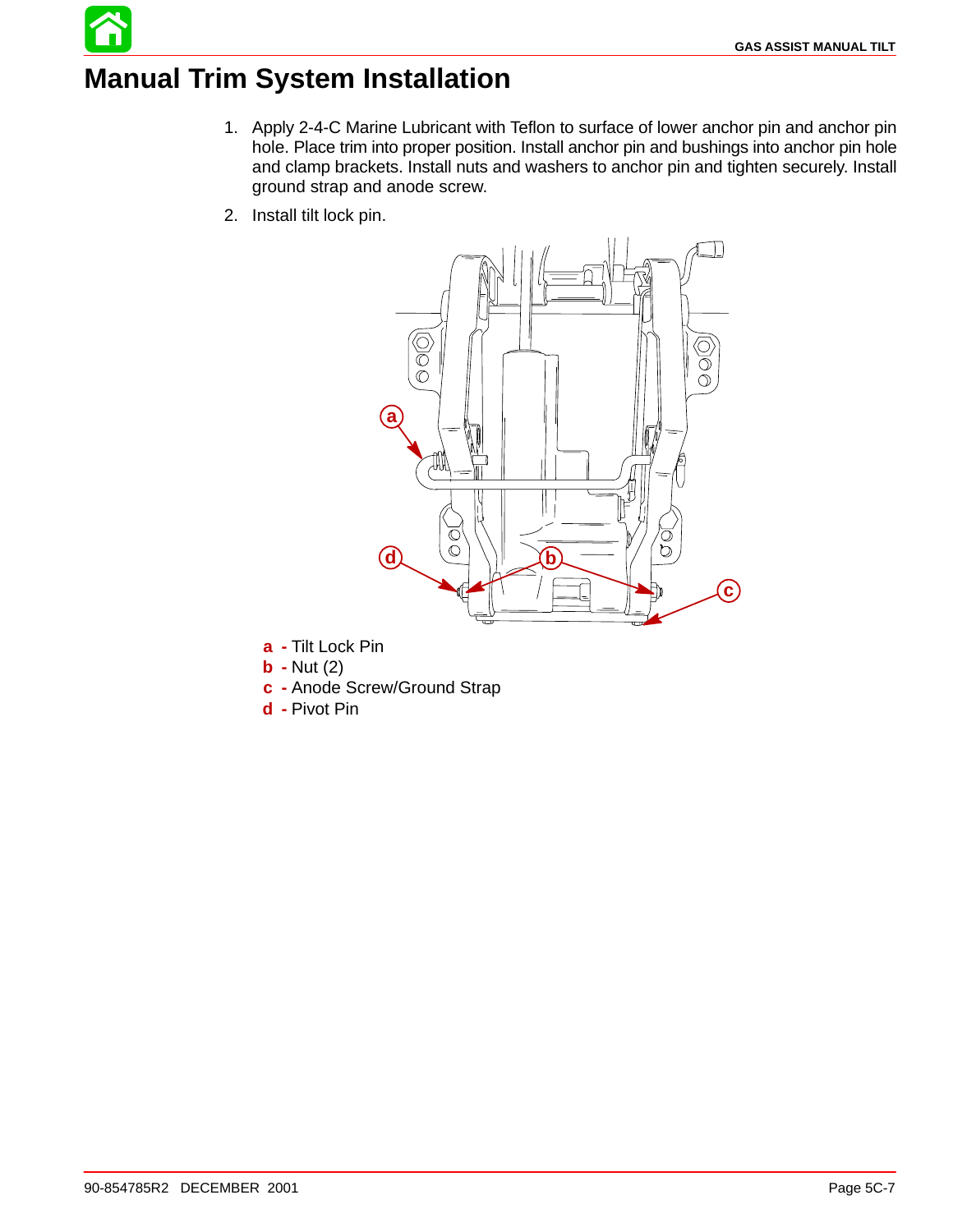# Manual Trim System Installation

1. Apply 2-4-C Marine Lubricant with Teflon to surface of lower anchor pin and anchor pin hole. Place trim into proper position. Install anchor pin and bushings into anchor pin hole and clamp brackets. Install nuts and washers to anchor pin and tighten securely. Install ground strap and anode screw.
2. Install tilt lock pin.

**a** - Tilt Lock Pin
**b** - Nut (2)
**c** - Anode Screw/Ground Strap
**d** - Pivot Pin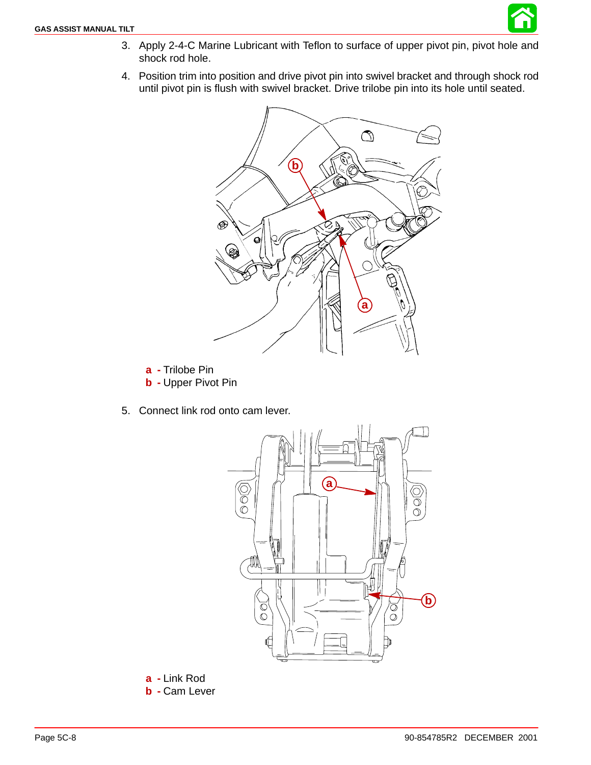3. Apply 2-4-C Marine Lubricant with Teflon to surface of upper pivot pin, pivot hole and shock rod hole.
4. Position trim into position and drive pivot pin into swivel bracket and through shock rod until pivot pin is flush with swivel bracket. Drive trilobe pin into its hole until seated.

**a** - Trilobe Pin
**b** - Upper Pivot Pin

5. Connect link rod onto cam lever.

**a** - Link Rod
**b** - Cam Lever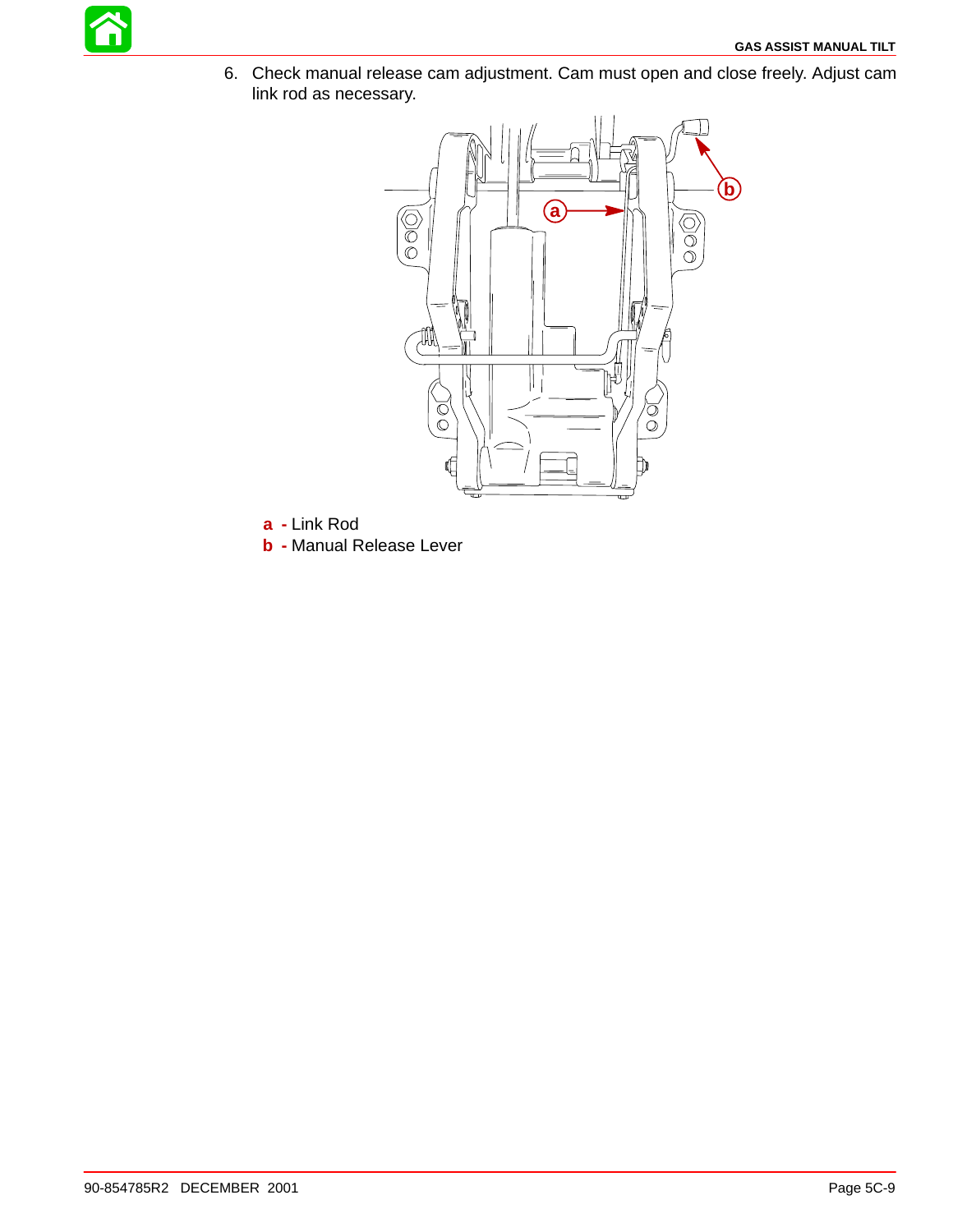6. Check manual release cam adjustment. Cam must open and close freely. Adjust cam link rod as necessary.

a - Link Rod

b - Manual Release Lever